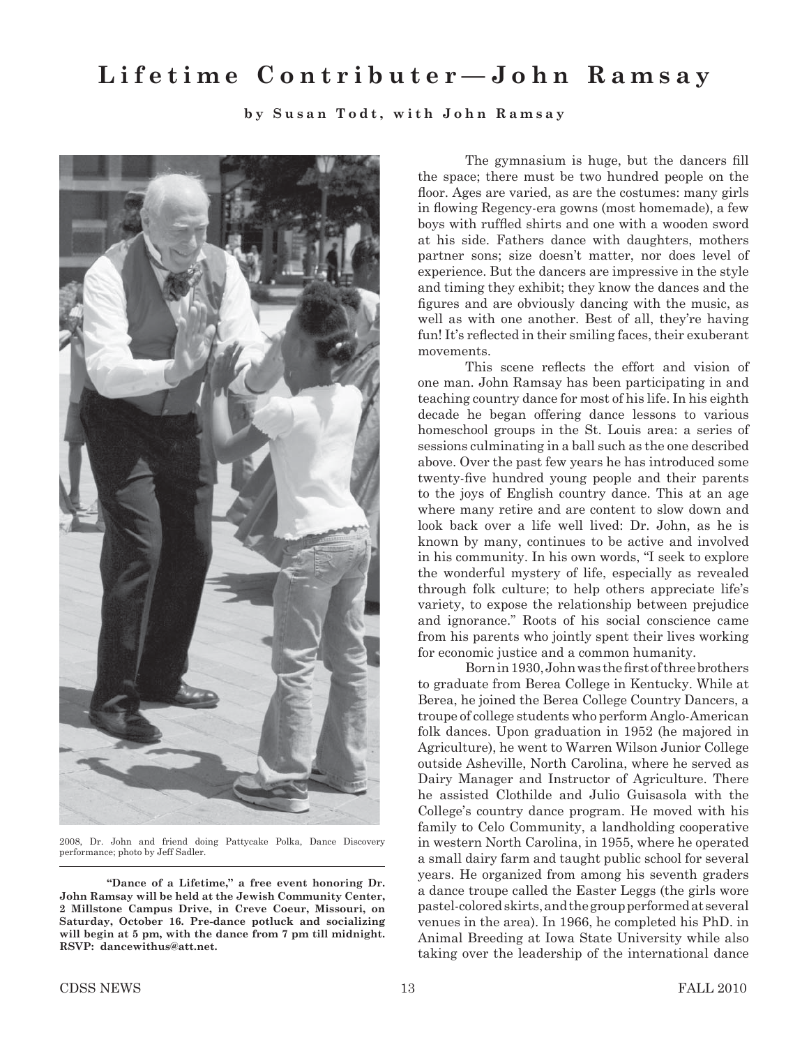# Lifetime Contributer—John Ramsay

**by Susan Todt, with John Ramsay**

2008, Dr. John and friend doing Pattycake Polka, Dance Discovery performance; photo by Jeff Sadler.

**"Dance of a Lifetime," a free event honoring Dr. John Ramsay will be held at the Jewish Community Center, 2 Millstone Campus Drive, in Creve Coeur, Missouri, on Saturday, October 16. Pre-dance potluck and socializing will begin at 5 pm, with the dance from 7 pm till midnight. RSVP: dancewithus@att.net.**

The gymnasium is huge, but the dancers fill the space; there must be two hundred people on the floor. Ages are varied, as are the costumes: many girls in flowing Regency-era gowns (most homemade), a few boys with ruffled shirts and one with a wooden sword at his side. Fathers dance with daughters, mothers partner sons; size doesn't matter, nor does level of experience. But the dancers are impressive in the style and timing they exhibit; they know the dances and the figures and are obviously dancing with the music, as well as with one another. Best of all, they're having fun! It's reflected in their smiling faces, their exuberant movements.

This scene reflects the effort and vision of one man. John Ramsay has been participating in and teaching country dance for most of his life. In his eighth decade he began offering dance lessons to various homeschool groups in the St. Louis area: a series of sessions culminating in a ball such as the one described above. Over the past few years he has introduced some twenty-five hundred young people and their parents to the joys of English country dance. This at an age where many retire and are content to slow down and look back over a life well lived: Dr. John, as he is known by many, continues to be active and involved in his community. In his own words, "I seek to explore the wonderful mystery of life, especially as revealed through folk culture; to help others appreciate life's variety, to expose the relationship between prejudice and ignorance." Roots of his social conscience came from his parents who jointly spent their lives working for economic justice and a common humanity.

Born in 1930, John was the first of three brothers to graduate from Berea College in Kentucky. While at Berea, he joined the Berea College Country Dancers, a troupe of college students who perform Anglo-American folk dances. Upon graduation in 1952 (he majored in Agriculture), he went to Warren Wilson Junior College outside Asheville, North Carolina, where he served as Dairy Manager and Instructor of Agriculture. There he assisted Clothilde and Julio Guisasola with the College's country dance program. He moved with his family to Celo Community, a landholding cooperative in western North Carolina, in 1955, where he operated a small dairy farm and taught public school for several years. He organized from among his seventh graders a dance troupe called the Easter Leggs (the girls wore pastel-colored skirts, and the group performed at several venues in the area). In 1966, he completed his PhD. in Animal Breeding at Iowa State University while also taking over the leadership of the international dance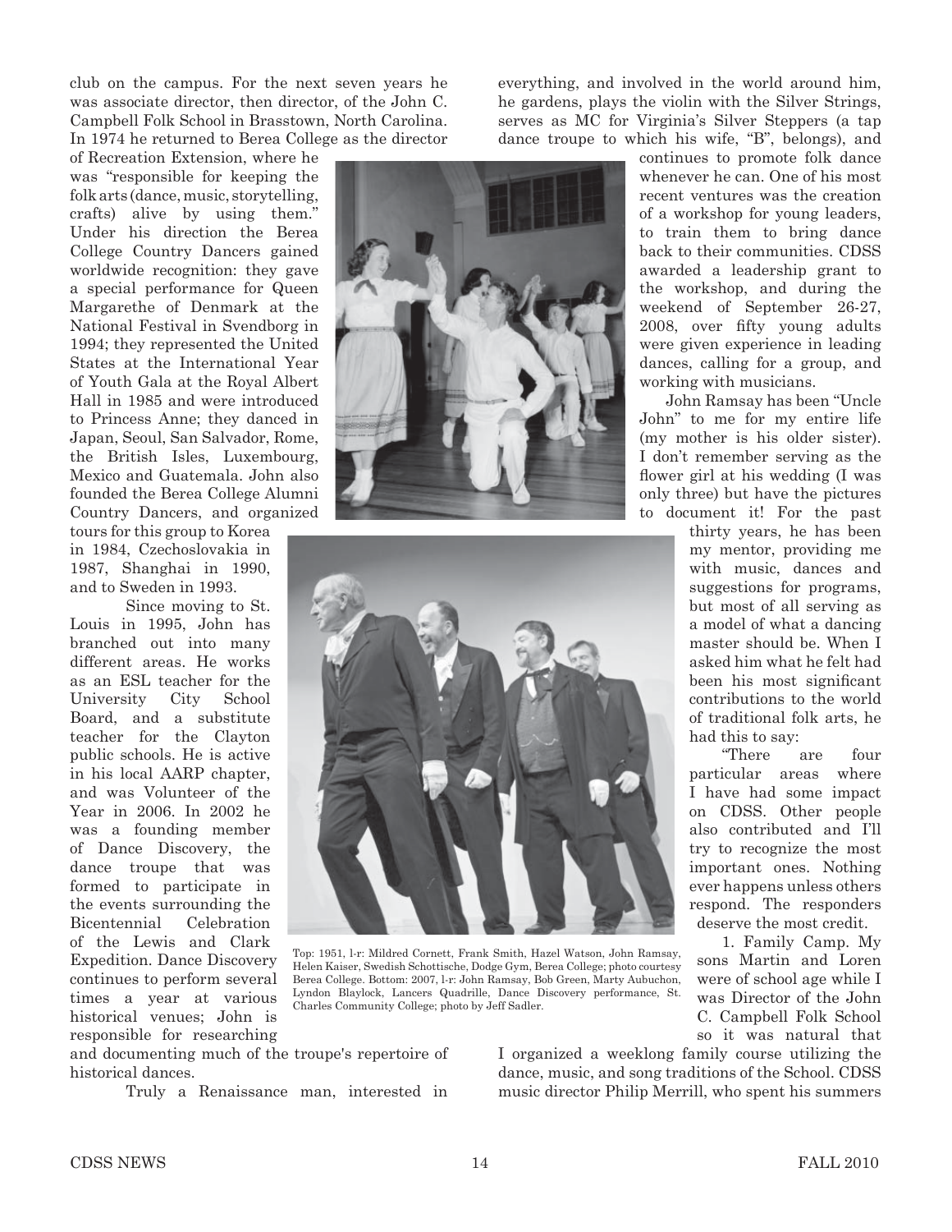club on the campus. For the next seven years he was associate director, then director, of the John C. Campbell Folk School in Brasstown, North Carolina. In 1974 he returned to Berea College as the director of Recreation Extension, where he was "responsible for keeping the folk arts (dance, music, storytelling, crafts) alive by using them." Under his direction the Berea College Country Dancers gained worldwide recognition: they gave a special performance for Queen Margarethe of Denmark at the National Festival in Svendborg in 1994; they represented the United States at the International Year of Youth Gala at the Royal Albert Hall in 1985 and were introduced to Princess Anne; they danced in Japan, Seoul, San Salvador, Rome, the British Isles, Luxembourg, Mexico and Guatemala. John also founded the Berea College Alumni Country Dancers, and organized tours for this group to Korea in 1984, Czechoslovakia in 1987, Shanghai in 1990, and to Sweden in 1993.

Since moving to St. Louis in 1995, John has branched out into many different areas. He works as an ESL teacher for the University City School Board, and a substitute teacher for the Clayton public schools. He is active in his local AARP chapter, and was Volunteer of the Year in 2006. In 2002 he was a founding member of Dance Discovery, the dance troupe that was formed to participate in the events surrounding the Bicentennial Celebration of the Lewis and Clark Expedition. Dance Discovery continues to perform several times a year at various historical venues; John is responsible for researching and documenting much of the troupe's repertoire of historical dances.

Truly a Renaissance man, interested in everything, and involved in the world around him, he gardens, plays the violin with the Silver Strings, serves as MC for Virginia's Silver Steppers (a tap dance troupe to which his wife, "B", belongs), and continues to promote folk dance whenever he can. One of his most recent ventures was the creation of a workshop for young leaders, to train them to bring dance back to their communities. CDSS awarded a leadership grant to the workshop, and during the weekend of September 26-27, 2008, over fifty young adults were given experience in leading dances, calling for a group, and working with musicians.

Top: 1951, l-r: Mildred Cornett, Frank Smith, Hazel Watson, John Ramsay, Helen Kaiser, Swedish Schottische, Dodge Gym, Berea College; photo courtesy Berea College. Bottom: 2007, l-r: John Ramsay, Bob Green, Marty Aubuchon, Lyndon Blaylock, Lancers Quadrille, Dance Discovery performance, St. Charles Community College; photo by Jeff Sadler.

John Ramsay has been "Uncle John" to me for my entire life (my mother is his older sister). I don't remember serving as the flower girl at his wedding (I was only three) but have the pictures to document it! For the past thirty years, he has been my mentor, providing me with music, dances and suggestions for programs, but most of all serving as a model of what a dancing master should be. When I asked him what he felt had been his most significant contributions to the world of traditional folk arts, he had this to say:

"There are four particular areas where I have had some impact on CDSS. Other people also contributed and I'll try to recognize the most important ones. Nothing ever happens unless others respond. The responders deserve the most credit.

1. Family Camp. My sons Martin and Loren were of school age while I was Director of the John C. Campbell Folk School so it was natural that I organized a weeklong family course utilizing the dance, music, and song traditions of the School. CDSS music director Philip Merrill, who spent his summers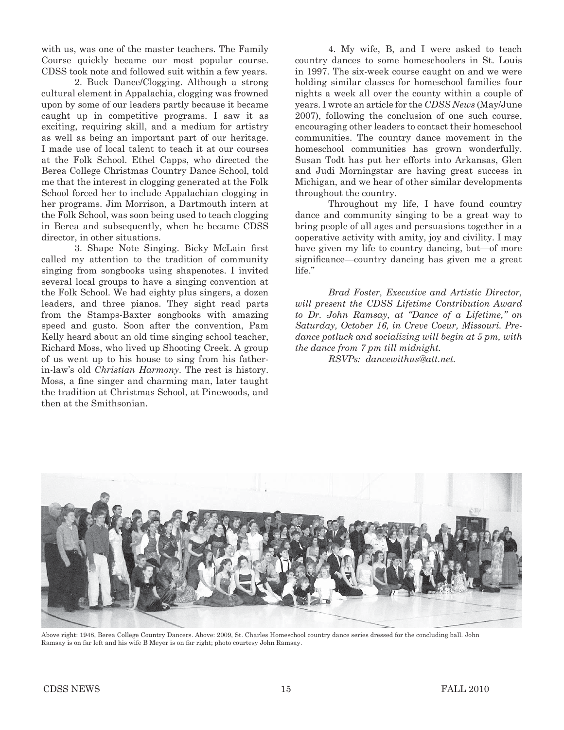with us, was one of the master teachers. The Family Course quickly became our most popular course. CDSS took note and followed suit within a few years.

2. Buck Dance/Clogging. Although a strong cultural element in Appalachia, clogging was frowned upon by some of our leaders partly because it became caught up in competitive programs. I saw it as exciting, requiring skill, and a medium for artistry as well as being an important part of our heritage. I made use of local talent to teach it at our courses at the Folk School. Ethel Capps, who directed the Berea College Christmas Country Dance School, told me that the interest in clogging generated at the Folk School forced her to include Appalachian clogging in her programs. Jim Morrison, a Dartmouth intern at the Folk School, was soon being used to teach clogging in Berea and subsequently, when he became CDSS director, in other situations.

3. Shape Note Singing. Bicky McLain first called my attention to the tradition of community singing from songbooks using shapenotes. I invited several local groups to have a singing convention at the Folk School. We had eighty plus singers, a dozen leaders, and three pianos. They sight read parts from the Stamps-Baxter songbooks with amazing speed and gusto. Soon after the convention, Pam Kelly heard about an old time singing school teacher, Richard Moss, who lived up Shooting Creek. A group of us went up to his house to sing from his father-in-law's old *Christian Harmony*. The rest is history. Moss, a fine singer and charming man, later taught the tradition at Christmas School, at Pinewoods, and then at the Smithsonian.

4. My wife, B, and I were asked to teach country dances to some homeschoolers in St. Louis in 1997. The six-week course caught on and we were holding similar classes for homeschool families four nights a week all over the county within a couple of years. I wrote an article for the *CDSS News* (May/June 2007), following the conclusion of one such course, encouraging other leaders to contact their homeschool communities. The country dance movement in the homeschool communities has grown wonderfully. Susan Todt has put her efforts into Arkansas, Glen and Judi Morningstar are having great success in Michigan, and we hear of other similar developments throughout the country.

Throughout my life, I have found country dance and community singing to be a great way to bring people of all ages and persuasions together in a ooperative activity with amity, joy and civility. I may have given my life to country dancing, but—of more significance—country dancing has given me a great life."

*Brad Foster, Executive and Artistic Director, will present the CDSS Lifetime Contribution Award to Dr. John Ramsay, at "Dance of a Lifetime," on Saturday, October 16, in Creve Coeur, Missouri. Pre-dance potluck and socializing will begin at 5 pm, with the dance from 7 pm till midnight.*

*RSVPs: dancewithus@att.net.*

Above right: 1948, Berea College Country Dancers. Above: 2009, St. Charles Homeschool country dance series dressed for the concluding ball. John Ramsay is on far left and his wife B Meyer is on far right; photo courtesy John Ramsay.